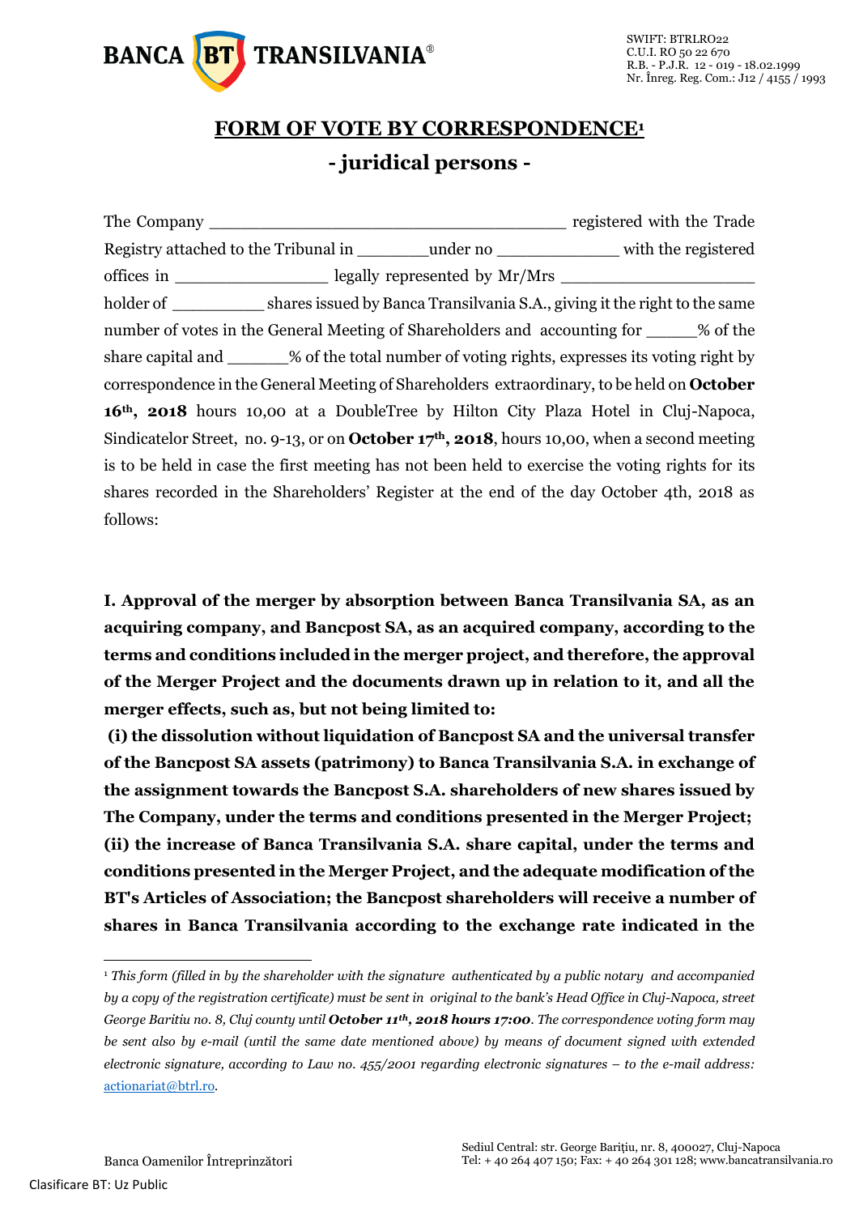SWIFT: BTRLRO22
C.U.I. RO 50 22 670
R.B. - P.J.R. 12 - 019 - 18.02.1999
Nr. Înreg. Reg. Com.: J12 / 4155 / 1993

# FORM OF VOTE BY CORRESPONDENCE[1]

## - juridical persons -

The Company ____________________________________ registered with the Trade Registry attached to the Tribunal in _______under no ____________ with the registered offices in _______________ legally represented by Mr/Mrs ___________________ holder of _________ shares issued by Banca Transilvania S.A., giving it the right to the same number of votes in the General Meeting of Shareholders and accounting for _____% of the share capital and ______% of the total number of voting rights, expresses its voting right by correspondence in the General Meeting of Shareholders extraordinary, to be held on **October 16th, 2018** hours 10,00 at a DoubleTree by Hilton City Plaza Hotel in Cluj-Napoca, Sindicatelor Street, no. 9-13, or on **October 17th, 2018**, hours 10,00, when a second meeting is to be held in case the first meeting has not been held to exercise the voting rights for its shares recorded in the Shareholders' Register at the end of the day October 4th, 2018 as follows:

**I. Approval of the merger by absorption between Banca Transilvania SA, as an acquiring company, and Bancpost SA, as an acquired company, according to the terms and conditions included in the merger project, and therefore, the approval of the Merger Project and the documents drawn up in relation to it, and all the merger effects, such as, but not being limited to:**

**(i) the dissolution without liquidation of Bancpost SA and the universal transfer of the Bancpost SA assets (patrimony) to Banca Transilvania S.A. in exchange of the assignment towards the Bancpost S.A. shareholders of new shares issued by The Company, under the terms and conditions presented in the Merger Project;**

**(ii) the increase of Banca Transilvania S.A. share capital, under the terms and conditions presented in the Merger Project, and the adequate modification of the BT's Articles of Association; the Bancpost shareholders will receive a number of shares in Banca Transilvania according to the exchange rate indicated in the**

---

[1] *This form (filled in by the shareholder with the signature authenticated by a public notary and accompanied by a copy of the registration certificate) must be sent in original to the bank's Head Office in Cluj-Napoca, street George Baritiu no. 8, Cluj county until **October 11th, 2018 hours 17:00**. The correspondence voting form may be sent also by e-mail (until the same date mentioned above) by means of document signed with extended electronic signature, according to Law no. 455/2001 regarding electronic signatures – to the e-mail address:* actionariat@btrl.ro.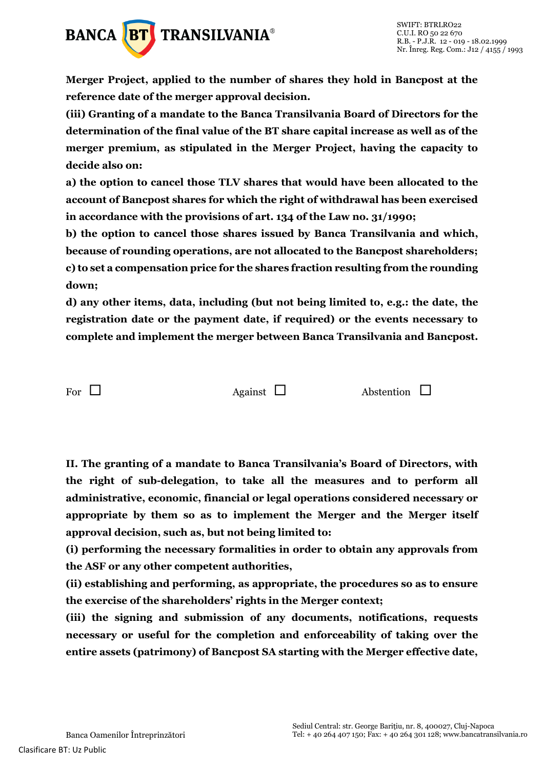**Merger Project, applied to the number of shares they hold in Bancpost at the reference date of the merger approval decision.**

**(iii) Granting of a mandate to the Banca Transilvania Board of Directors for the determination of the final value of the BT share capital increase as well as of the merger premium, as stipulated in the Merger Project, having the capacity to decide also on:**

**a) the option to cancel those TLV shares that would have been allocated to the account of Bancpost shares for which the right of withdrawal has been exercised in accordance with the provisions of art. 134 of the Law no. 31/1990;**

**b) the option to cancel those shares issued by Banca Transilvania and which, because of rounding operations, are not allocated to the Bancpost shareholders;**

**c) to set a compensation price for the shares fraction resulting from the rounding down;**

**d) any other items, data, including (but not being limited to, e.g.: the date, the registration date or the payment date, if required) or the events necessary to complete and implement the merger between Banca Transilvania and Bancpost.**

For ☐ Against ☐ Abstention ☐

**II. The granting of a mandate to Banca Transilvania's Board of Directors, with the right of sub-delegation, to take all the measures and to perform all administrative, economic, financial or legal operations considered necessary or appropriate by them so as to implement the Merger and the Merger itself approval decision, such as, but not being limited to:**

**(i) performing the necessary formalities in order to obtain any approvals from the ASF or any other competent authorities,**

**(ii) establishing and performing, as appropriate, the procedures so as to ensure the exercise of the shareholders' rights in the Merger context;**

**(iii) the signing and submission of any documents, notifications, requests necessary or useful for the completion and enforceability of taking over the entire assets (patrimony) of Bancpost SA starting with the Merger effective date,**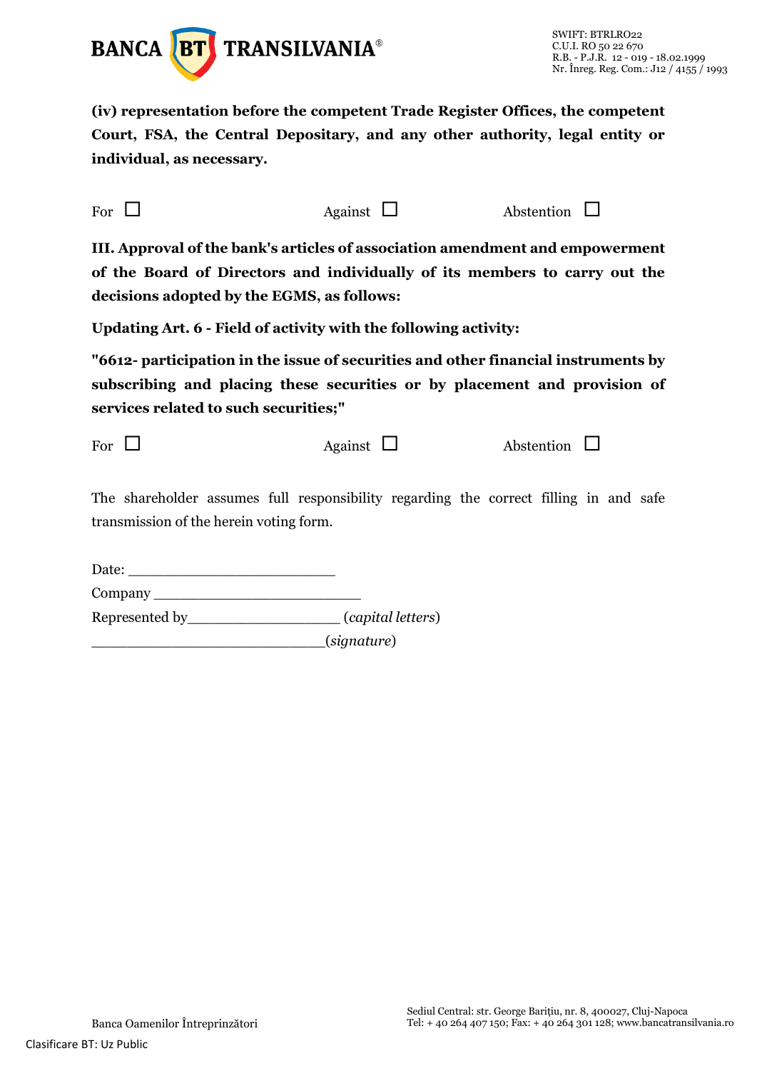**(iv) representation before the competent Trade Register Offices, the competent Court, FSA, the Central Depositary, and any other authority, legal entity or individual, as necessary.**

For ☐ Against ☐ Abstention ☐

**III. Approval of the bank's articles of association amendment and empowerment of the Board of Directors and individually of its members to carry out the decisions adopted by the EGMS, as follows:**

**Updating Art. 6 - Field of activity with the following activity:**

**"6612- participation in the issue of securities and other financial instruments by subscribing and placing these securities or by placement and provision of services related to such securities;"**

For ☐ Against ☐ Abstention ☐

The shareholder assumes full responsibility regarding the correct filling in and safe transmission of the herein voting form.

Date: ________________________

Company ________________________

Represented by_________________ (*capital letters*)

__________________________(*signature*)